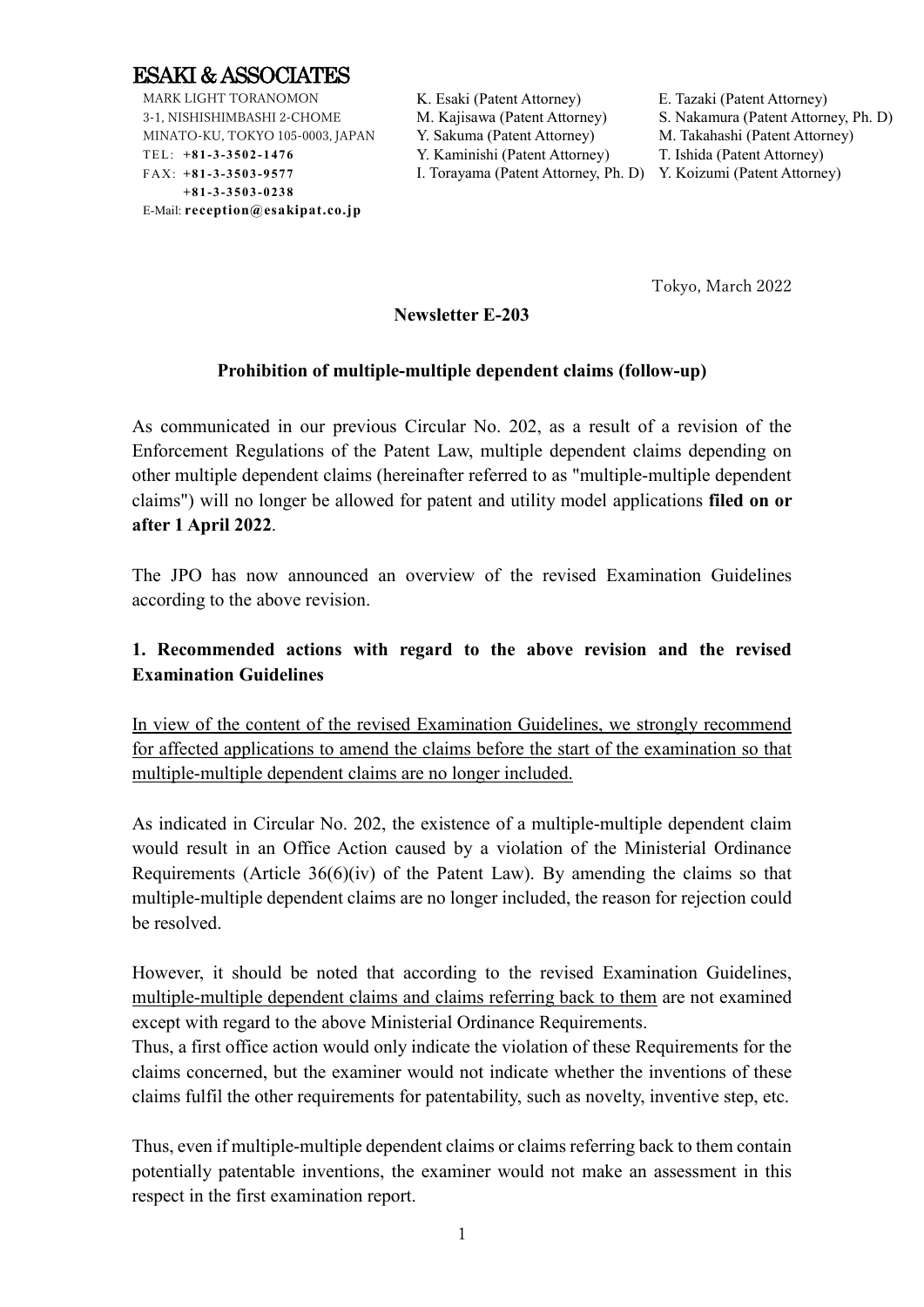# ESAKI & ASSOCIATES

MARK LIGHT TORANOMON
3-1, NISHISHIMBASHI 2-CHOME
MINATO-KU, TOKYO 105-0003, JAPAN
TEL: **+81-3-3502-1476**
FAX: **+81-3-3503-9577**
**+81-3-3503-0238**
E-Mail: **reception@esakipat.co.jp**

K. Esaki (Patent Attorney)
M. Kajisawa (Patent Attorney)
Y. Sakuma (Patent Attorney)
Y. Kaminishi (Patent Attorney)
I. Torayama (Patent Attorney, Ph. D)
E. Tazaki (Patent Attorney)
S. Nakamura (Patent Attorney, Ph. D)
M. Takahashi (Patent Attorney)
T. Ishida (Patent Attorney)
Y. Koizumi (Patent Attorney)

Tokyo, March 2022

**Newsletter E-203**

**Prohibition of multiple-multiple dependent claims (follow-up)**

As communicated in our previous Circular No. 202, as a result of a revision of the Enforcement Regulations of the Patent Law, multiple dependent claims depending on other multiple dependent claims (hereinafter referred to as "multiple-multiple dependent claims") will no longer be allowed for patent and utility model applications **filed on or after 1 April 2022**.

The JPO has now announced an overview of the revised Examination Guidelines according to the above revision.

## 1. Recommended actions with regard to the above revision and the revised Examination Guidelines

<u>In view of the content of the revised Examination Guidelines, we strongly recommend for affected applications to amend the claims before the start of the examination so that multiple-multiple dependent claims are no longer included.</u>

As indicated in Circular No. 202, the existence of a multiple-multiple dependent claim would result in an Office Action caused by a violation of the Ministerial Ordinance Requirements (Article 36(6)(iv) of the Patent Law). By amending the claims so that multiple-multiple dependent claims are no longer included, the reason for rejection could be resolved.

However, it should be noted that according to the revised Examination Guidelines, <u>multiple-multiple dependent claims and claims referring back to them</u> are not examined except with regard to the above Ministerial Ordinance Requirements.
Thus, a first office action would only indicate the violation of these Requirements for the claims concerned, but the examiner would not indicate whether the inventions of these claims fulfil the other requirements for patentability, such as novelty, inventive step, etc.

Thus, even if multiple-multiple dependent claims or claims referring back to them contain potentially patentable inventions, the examiner would not make an assessment in this respect in the first examination report.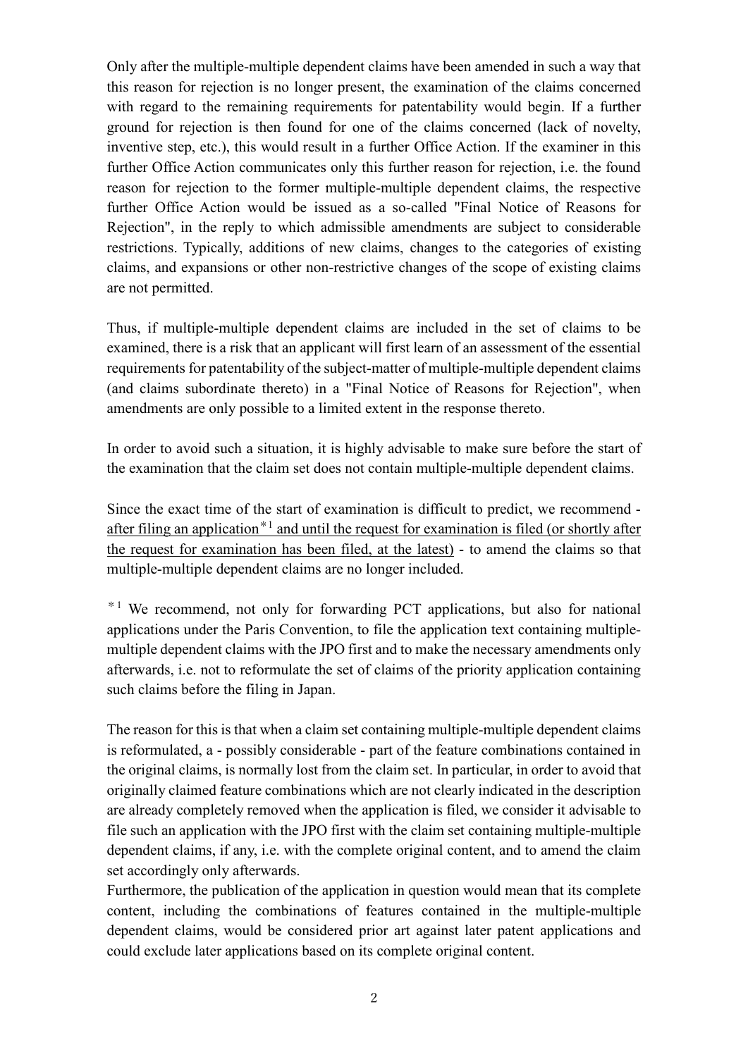Only after the multiple-multiple dependent claims have been amended in such a way that this reason for rejection is no longer present, the examination of the claims concerned with regard to the remaining requirements for patentability would begin. If a further ground for rejection is then found for one of the claims concerned (lack of novelty, inventive step, etc.), this would result in a further Office Action. If the examiner in this further Office Action communicates only this further reason for rejection, i.e. the found reason for rejection to the former multiple-multiple dependent claims, the respective further Office Action would be issued as a so-called "Final Notice of Reasons for Rejection", in the reply to which admissible amendments are subject to considerable restrictions. Typically, additions of new claims, changes to the categories of existing claims, and expansions or other non-restrictive changes of the scope of existing claims are not permitted.

Thus, if multiple-multiple dependent claims are included in the set of claims to be examined, there is a risk that an applicant will first learn of an assessment of the essential requirements for patentability of the subject-matter of multiple-multiple dependent claims (and claims subordinate thereto) in a "Final Notice of Reasons for Rejection", when amendments are only possible to a limited extent in the response thereto.

In order to avoid such a situation, it is highly advisable to make sure before the start of the examination that the claim set does not contain multiple-multiple dependent claims.

Since the exact time of the start of examination is difficult to predict, we recommend - after filing an application*1 and until the request for examination is filed (or shortly after the request for examination has been filed, at the latest) - to amend the claims so that multiple-multiple dependent claims are no longer included.

*1 We recommend, not only for forwarding PCT applications, but also for national applications under the Paris Convention, to file the application text containing multiple-multiple dependent claims with the JPO first and to make the necessary amendments only afterwards, i.e. not to reformulate the set of claims of the priority application containing such claims before the filing in Japan.

The reason for this is that when a claim set containing multiple-multiple dependent claims is reformulated, a - possibly considerable - part of the feature combinations contained in the original claims, is normally lost from the claim set. In particular, in order to avoid that originally claimed feature combinations which are not clearly indicated in the description are already completely removed when the application is filed, we consider it advisable to file such an application with the JPO first with the claim set containing multiple-multiple dependent claims, if any, i.e. with the complete original content, and to amend the claim set accordingly only afterwards.
Furthermore, the publication of the application in question would mean that its complete content, including the combinations of features contained in the multiple-multiple dependent claims, would be considered prior art against later patent applications and could exclude later applications based on its complete original content.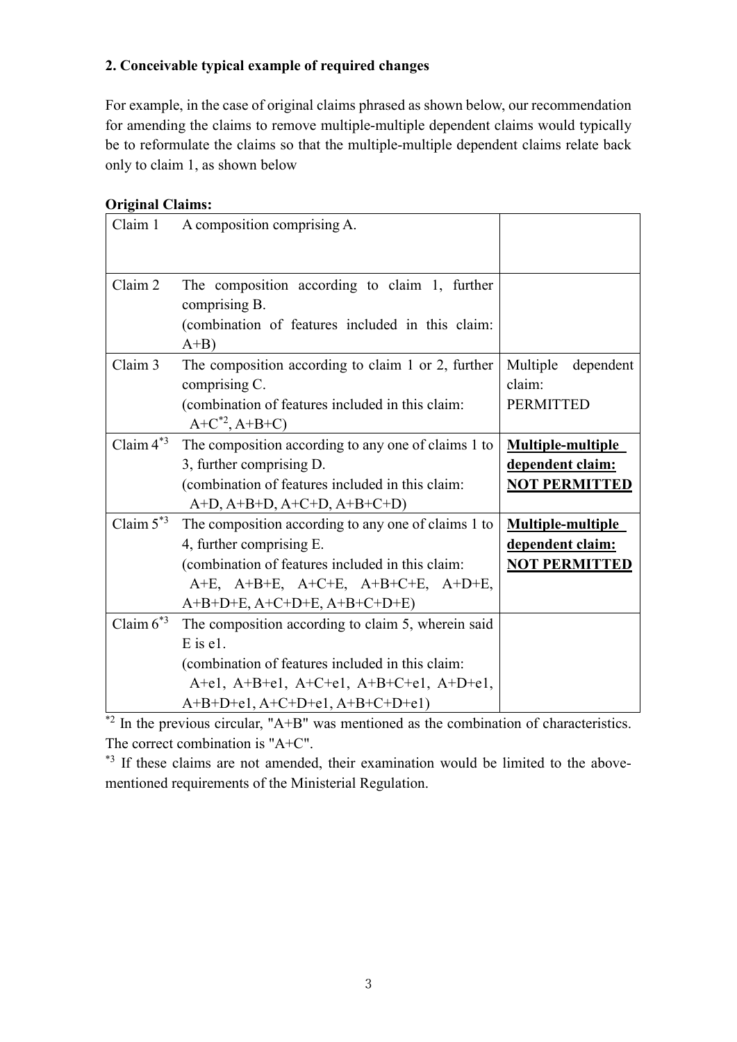### 2. Conceivable typical example of required changes

For example, in the case of original claims phrased as shown below, our recommendation for amending the claims to remove multiple-multiple dependent claims would typically be to reformulate the claims so that the multiple-multiple dependent claims relate back only to claim 1, as shown below

**Original Claims:**

| | | |
|---|---|---|
| Claim 1 | A composition comprising A. | |
| Claim 2 | The composition according to claim 1, further comprising B.<br>(combination of features included in this claim: A+B) | |
| Claim 3 | The composition according to claim 1 or 2, further comprising C.<br>(combination of features included in this claim: A+C[*2], A+B+C) | Multiple dependent claim: PERMITTED |
| Claim 4[*3] | The composition according to any one of claims 1 to 3, further comprising D.<br>(combination of features included in this claim: A+D, A+B+D, A+C+D, A+B+C+D) | <u>**Multiple-multiple dependent claim: NOT PERMITTED**</u> |
| Claim 5[*3] | The composition according to any one of claims 1 to 4, further comprising E.<br>(combination of features included in this claim: A+E, A+B+E, A+C+E, A+B+C+E, A+D+E, A+B+D+E, A+C+D+E, A+B+C+D+E) | <u>**Multiple-multiple dependent claim: NOT PERMITTED**</u> |
| Claim 6[*3] | The composition according to claim 5, wherein said E is e1.<br>(combination of features included in this claim: A+e1, A+B+e1, A+C+e1, A+B+C+e1, A+D+e1, A+B+D+e1, A+C+D+e1, A+B+C+D+e1) | |

[*2] In the previous circular, "A+B" was mentioned as the combination of characteristics. The correct combination is "A+C".

[*3] If these claims are not amended, their examination would be limited to the above-mentioned requirements of the Ministerial Regulation.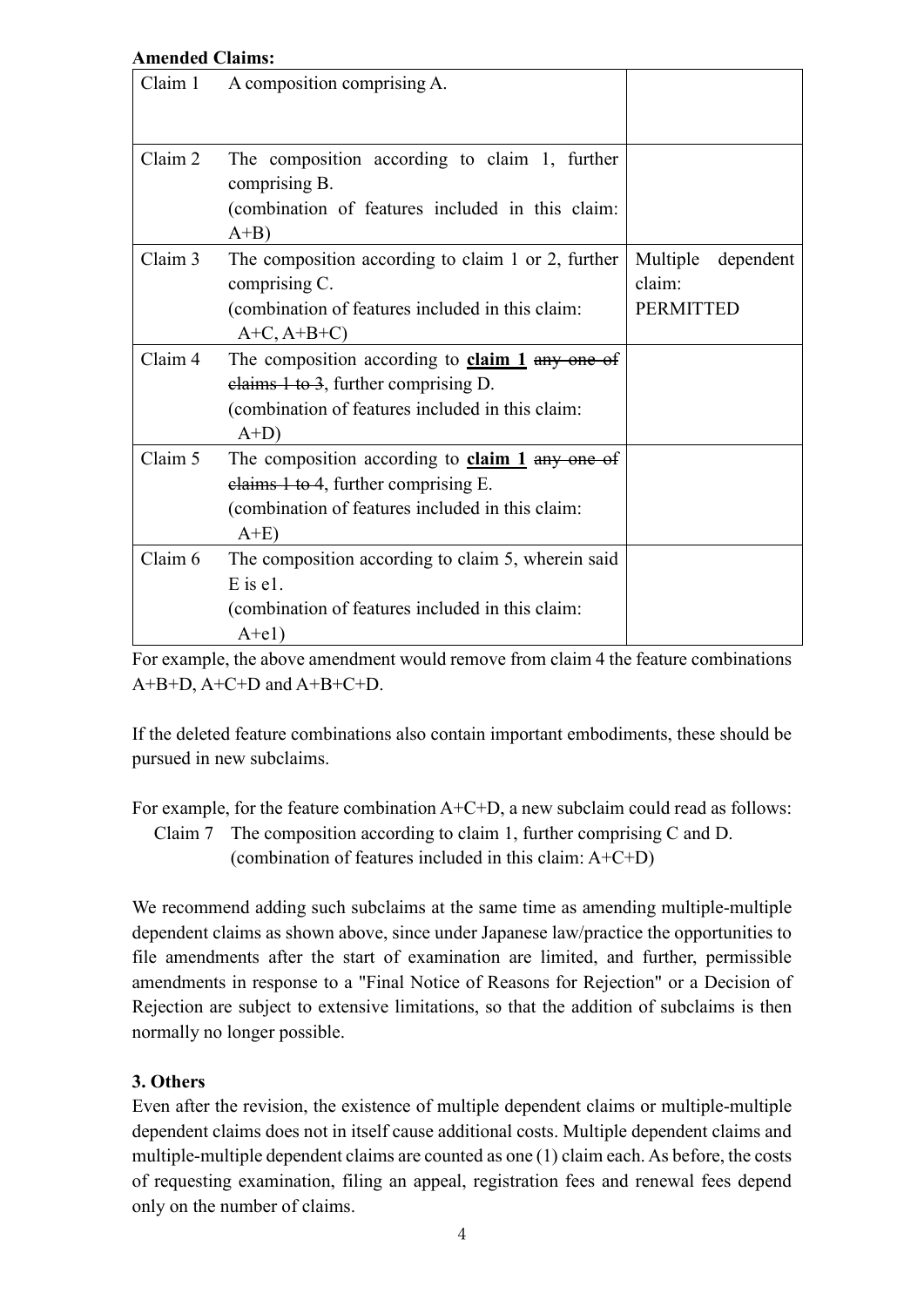**Amended Claims:**

| | | |
|---|---|---|
| Claim 1 | A composition comprising A. | |
| Claim 2 | The composition according to claim 1, further comprising B.<br>(combination of features included in this claim: A+B) | |
| Claim 3 | The composition according to claim 1 or 2, further comprising C.<br>(combination of features included in this claim: A+C, A+B+C) | Multiple dependent claim: PERMITTED |
| Claim 4 | The composition according to **<u>claim 1</u>** ~~any one of claims 1 to 3~~, further comprising D.<br>(combination of features included in this claim: A+D) | |
| Claim 5 | The composition according to **<u>claim 1</u>** ~~any one of claims 1 to 4~~, further comprising E.<br>(combination of features included in this claim: A+E) | |
| Claim 6 | The composition according to claim 5, wherein said E is e1.<br>(combination of features included in this claim: A+e1) | |

For example, the above amendment would remove from claim 4 the feature combinations A+B+D, A+C+D and A+B+C+D.

If the deleted feature combinations also contain important embodiments, these should be pursued in new subclaims.

For example, for the feature combination A+C+D, a new subclaim could read as follows:

Claim 7 The composition according to claim 1, further comprising C and D.
(combination of features included in this claim: A+C+D)

We recommend adding such subclaims at the same time as amending multiple-multiple dependent claims as shown above, since under Japanese law/practice the opportunities to file amendments after the start of examination are limited, and further, permissible amendments in response to a "Final Notice of Reasons for Rejection" or a Decision of Rejection are subject to extensive limitations, so that the addition of subclaims is then normally no longer possible.

### 3. Others

Even after the revision, the existence of multiple dependent claims or multiple-multiple dependent claims does not in itself cause additional costs. Multiple dependent claims and multiple-multiple dependent claims are counted as one (1) claim each. As before, the costs of requesting examination, filing an appeal, registration fees and renewal fees depend only on the number of claims.